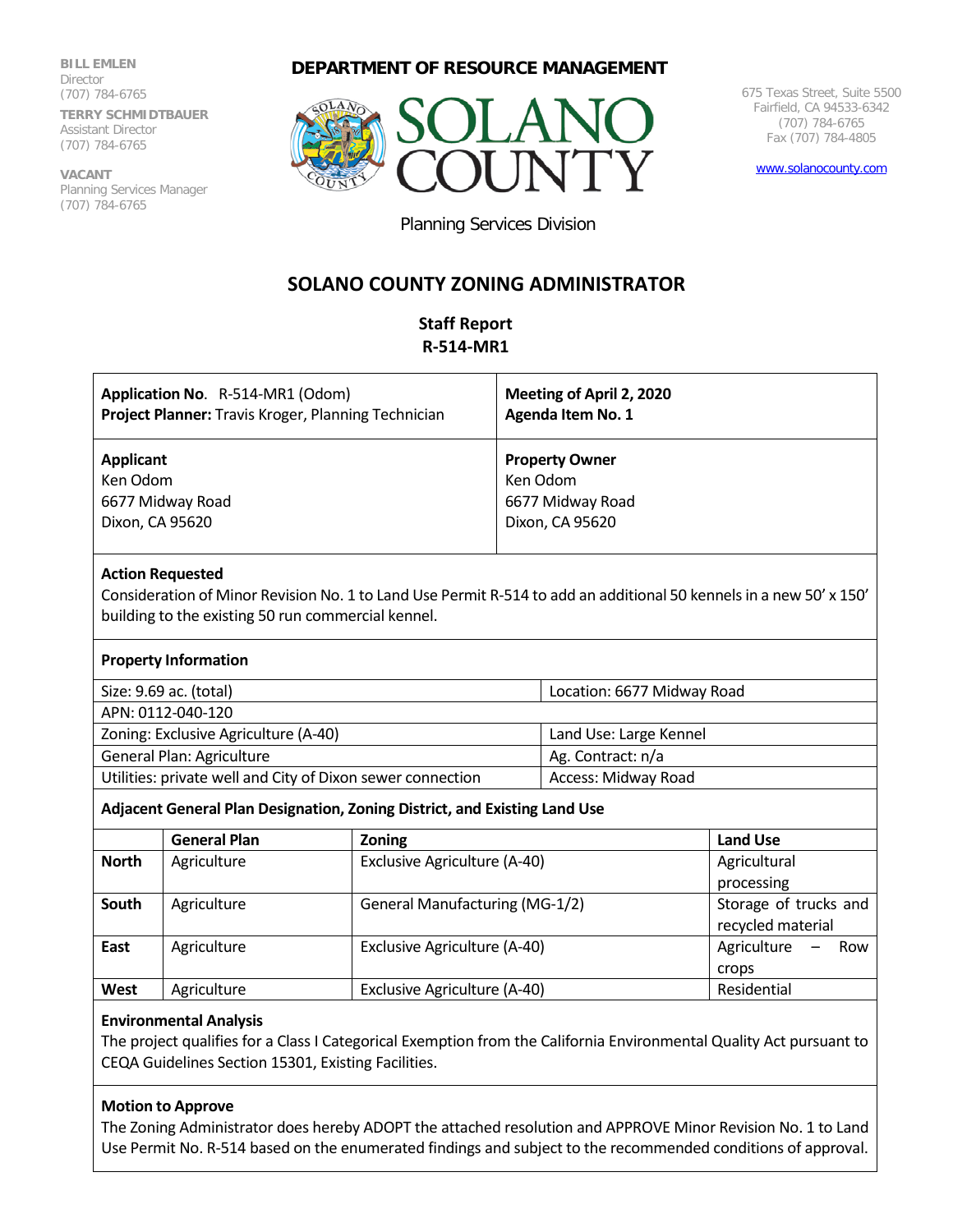BILL EMLEN
Director
(707) 784-6765

TERRY SCHMIDTBAUER
Assistant Director
(707) 784-6765

VACANT
Planning Services Manager
(707) 784-6765

**DEPARTMENT OF RESOURCE MANAGEMENT**

SOLANO COUNTY

Planning Services Division

675 Texas Street, Suite 5500
Fairfield, CA 94533-6342
(707) 784-6765
Fax (707) 784-4805

www.solanocounty.com

## SOLANO COUNTY ZONING ADMINISTRATOR

### Staff Report
### R-514-MR1

| **Application No.** R-514-MR1 (Odom)<br>**Project Planner:** Travis Kroger, Planning Technician | **Meeting of April 2, 2020**<br>**Agenda Item No. 1** |
|---|---|
| **Applicant**<br>Ken Odom<br>6677 Midway Road<br>Dixon, CA 95620 | **Property Owner**<br>Ken Odom<br>6677 Midway Road<br>Dixon, CA 95620 |

**Action Requested**

Consideration of Minor Revision No. 1 to Land Use Permit R-514 to add an additional 50 kennels in a new 50' x 150' building to the existing 50 run commercial kennel.

**Property Information**

| | |
|---|---|
| Size: 9.69 ac. (total) | Location: 6677 Midway Road |
| APN: 0112-040-120 | |
| Zoning: Exclusive Agriculture (A-40) | Land Use: Large Kennel |
| General Plan: Agriculture | Ag. Contract: n/a |
| Utilities: private well and City of Dixon sewer connection | Access: Midway Road |

**Adjacent General Plan Designation, Zoning District, and Existing Land Use**

| | General Plan | Zoning | Land Use |
|---|---|---|---|
| **North** | Agriculture | Exclusive Agriculture (A-40) | Agricultural processing |
| **South** | Agriculture | General Manufacturing (MG-1/2) | Storage of trucks and recycled material |
| **East** | Agriculture | Exclusive Agriculture (A-40) | Agriculture – Row crops |
| **West** | Agriculture | Exclusive Agriculture (A-40) | Residential |

**Environmental Analysis**

The project qualifies for a Class I Categorical Exemption from the California Environmental Quality Act pursuant to CEQA Guidelines Section 15301, Existing Facilities.

**Motion to Approve**

The Zoning Administrator does hereby ADOPT the attached resolution and APPROVE Minor Revision No. 1 to Land Use Permit No. R-514 based on the enumerated findings and subject to the recommended conditions of approval.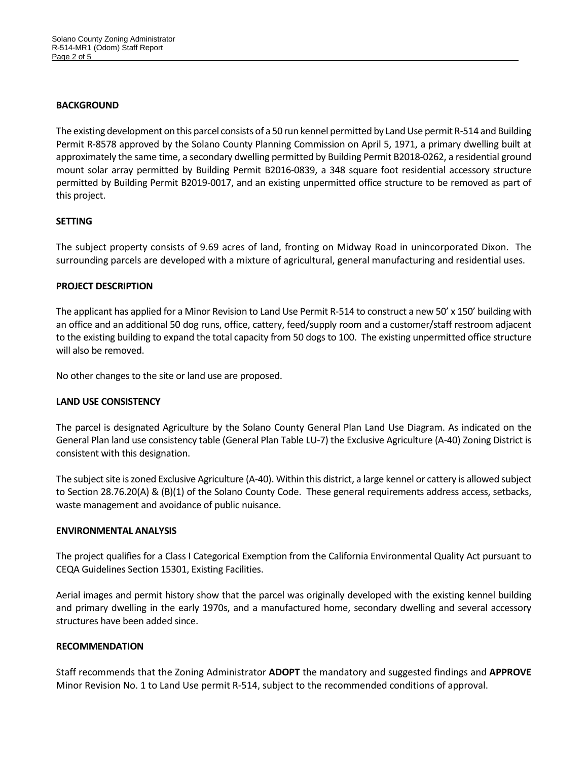## BACKGROUND

The existing development on this parcel consists of a 50 run kennel permitted by Land Use permit R-514 and Building Permit R-8578 approved by the Solano County Planning Commission on April 5, 1971, a primary dwelling built at approximately the same time, a secondary dwelling permitted by Building Permit B2018-0262, a residential ground mount solar array permitted by Building Permit B2016-0839, a 348 square foot residential accessory structure permitted by Building Permit B2019-0017, and an existing unpermitted office structure to be removed as part of this project.

## SETTING

The subject property consists of 9.69 acres of land, fronting on Midway Road in unincorporated Dixon. The surrounding parcels are developed with a mixture of agricultural, general manufacturing and residential uses.

## PROJECT DESCRIPTION

The applicant has applied for a Minor Revision to Land Use Permit R-514 to construct a new 50' x 150' building with an office and an additional 50 dog runs, office, cattery, feed/supply room and a customer/staff restroom adjacent to the existing building to expand the total capacity from 50 dogs to 100. The existing unpermitted office structure will also be removed.

No other changes to the site or land use are proposed.

## LAND USE CONSISTENCY

The parcel is designated Agriculture by the Solano County General Plan Land Use Diagram. As indicated on the General Plan land use consistency table (General Plan Table LU-7) the Exclusive Agriculture (A-40) Zoning District is consistent with this designation.

The subject site is zoned Exclusive Agriculture (A-40). Within this district, a large kennel or cattery is allowed subject to Section 28.76.20(A) & (B)(1) of the Solano County Code. These general requirements address access, setbacks, waste management and avoidance of public nuisance.

## ENVIRONMENTAL ANALYSIS

The project qualifies for a Class I Categorical Exemption from the California Environmental Quality Act pursuant to CEQA Guidelines Section 15301, Existing Facilities.

Aerial images and permit history show that the parcel was originally developed with the existing kennel building and primary dwelling in the early 1970s, and a manufactured home, secondary dwelling and several accessory structures have been added since.

## RECOMMENDATION

Staff recommends that the Zoning Administrator **ADOPT** the mandatory and suggested findings and **APPROVE** Minor Revision No. 1 to Land Use permit R-514, subject to the recommended conditions of approval.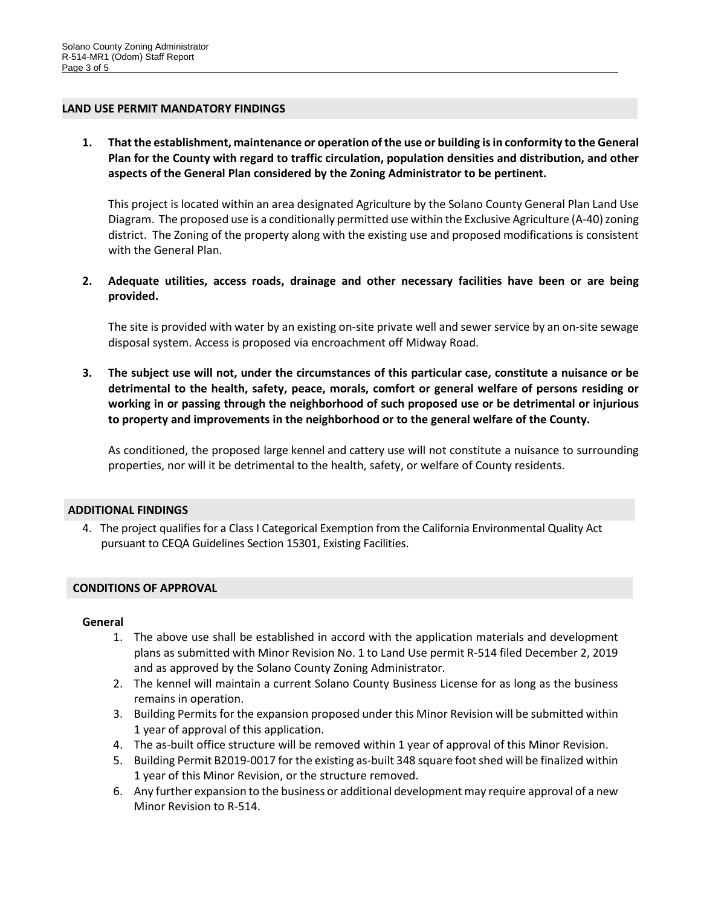## LAND USE PERMIT MANDATORY FINDINGS

1. **That the establishment, maintenance or operation of the use or building is in conformity to the General Plan for the County with regard to traffic circulation, population densities and distribution, and other aspects of the General Plan considered by the Zoning Administrator to be pertinent.**

   This project is located within an area designated Agriculture by the Solano County General Plan Land Use Diagram. The proposed use is a conditionally permitted use within the Exclusive Agriculture (A-40) zoning district. The Zoning of the property along with the existing use and proposed modifications is consistent with the General Plan.

2. **Adequate utilities, access roads, drainage and other necessary facilities have been or are being provided.**

   The site is provided with water by an existing on-site private well and sewer service by an on-site sewage disposal system. Access is proposed via encroachment off Midway Road.

3. **The subject use will not, under the circumstances of this particular case, constitute a nuisance or be detrimental to the health, safety, peace, morals, comfort or general welfare of persons residing or working in or passing through the neighborhood of such proposed use or be detrimental or injurious to property and improvements in the neighborhood or to the general welfare of the County.**

   As conditioned, the proposed large kennel and cattery use will not constitute a nuisance to surrounding properties, nor will it be detrimental to the health, safety, or welfare of County residents.

## ADDITIONAL FINDINGS

4. The project qualifies for a Class I Categorical Exemption from the California Environmental Quality Act pursuant to CEQA Guidelines Section 15301, Existing Facilities.

## CONDITIONS OF APPROVAL

### General

1. The above use shall be established in accord with the application materials and development plans as submitted with Minor Revision No. 1 to Land Use permit R-514 filed December 2, 2019 and as approved by the Solano County Zoning Administrator.
2. The kennel will maintain a current Solano County Business License for as long as the business remains in operation.
3. Building Permits for the expansion proposed under this Minor Revision will be submitted within 1 year of approval of this application.
4. The as-built office structure will be removed within 1 year of approval of this Minor Revision.
5. Building Permit B2019-0017 for the existing as-built 348 square foot shed will be finalized within 1 year of this Minor Revision, or the structure removed.
6. Any further expansion to the business or additional development may require approval of a new Minor Revision to R-514.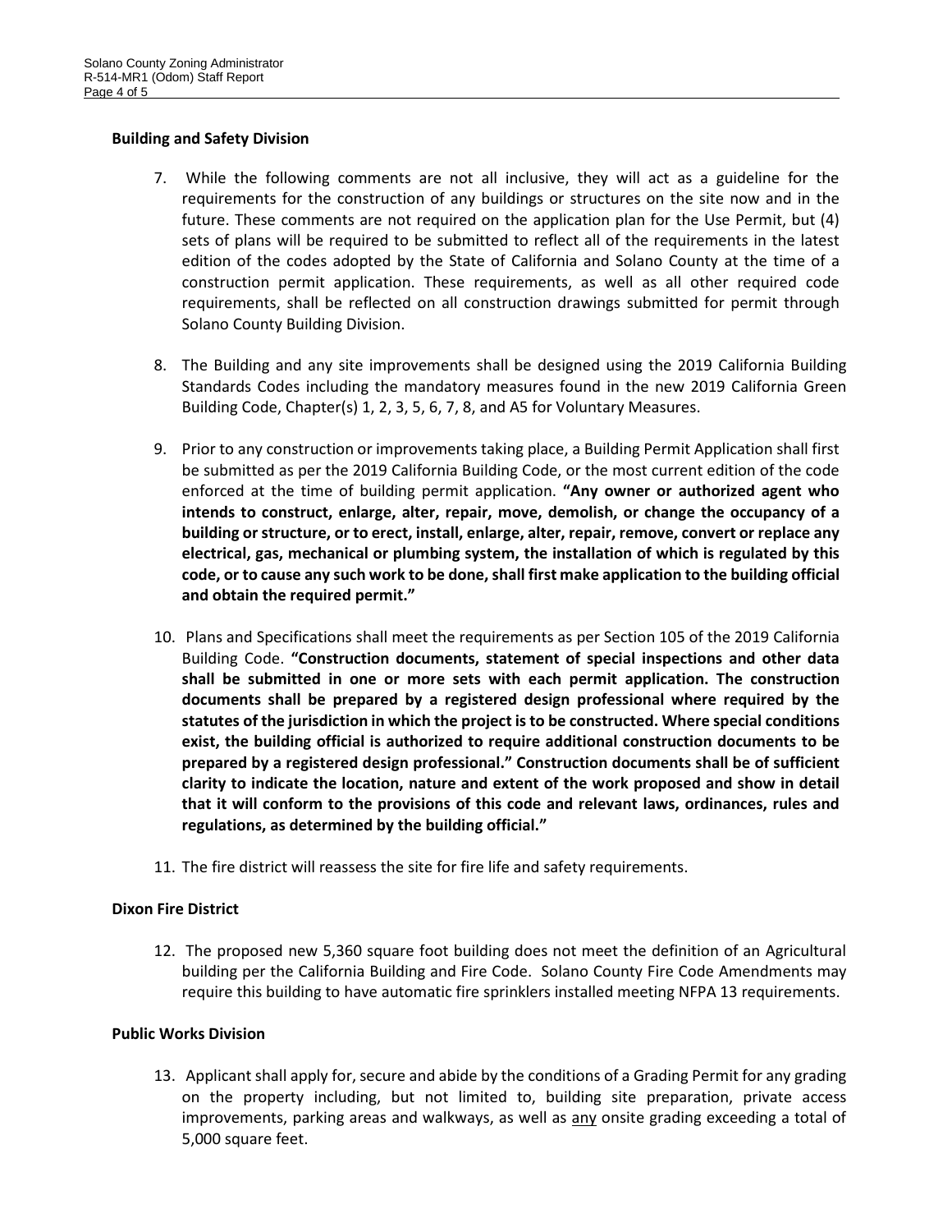**Building and Safety Division**

7. While the following comments are not all inclusive, they will act as a guideline for the requirements for the construction of any buildings or structures on the site now and in the future. These comments are not required on the application plan for the Use Permit, but (4) sets of plans will be required to be submitted to reflect all of the requirements in the latest edition of the codes adopted by the State of California and Solano County at the time of a construction permit application. These requirements, as well as all other required code requirements, shall be reflected on all construction drawings submitted for permit through Solano County Building Division.

8. The Building and any site improvements shall be designed using the 2019 California Building Standards Codes including the mandatory measures found in the new 2019 California Green Building Code, Chapter(s) 1, 2, 3, 5, 6, 7, 8, and A5 for Voluntary Measures.

9. Prior to any construction or improvements taking place, a Building Permit Application shall first be submitted as per the 2019 California Building Code, or the most current edition of the code enforced at the time of building permit application. **"Any owner or authorized agent who intends to construct, enlarge, alter, repair, move, demolish, or change the occupancy of a building or structure, or to erect, install, enlarge, alter, repair, remove, convert or replace any electrical, gas, mechanical or plumbing system, the installation of which is regulated by this code, or to cause any such work to be done, shall first make application to the building official and obtain the required permit."**

10. Plans and Specifications shall meet the requirements as per Section 105 of the 2019 California Building Code. **"Construction documents, statement of special inspections and other data shall be submitted in one or more sets with each permit application. The construction documents shall be prepared by a registered design professional where required by the statutes of the jurisdiction in which the project is to be constructed. Where special conditions exist, the building official is authorized to require additional construction documents to be prepared by a registered design professional." Construction documents shall be of sufficient clarity to indicate the location, nature and extent of the work proposed and show in detail that it will conform to the provisions of this code and relevant laws, ordinances, rules and regulations, as determined by the building official."**

11. The fire district will reassess the site for fire life and safety requirements.

**Dixon Fire District**

12. The proposed new 5,360 square foot building does not meet the definition of an Agricultural building per the California Building and Fire Code. Solano County Fire Code Amendments may require this building to have automatic fire sprinklers installed meeting NFPA 13 requirements.

**Public Works Division**

13. Applicant shall apply for, secure and abide by the conditions of a Grading Permit for any grading on the property including, but not limited to, building site preparation, private access improvements, parking areas and walkways, as well as <u>any</u> onsite grading exceeding a total of 5,000 square feet.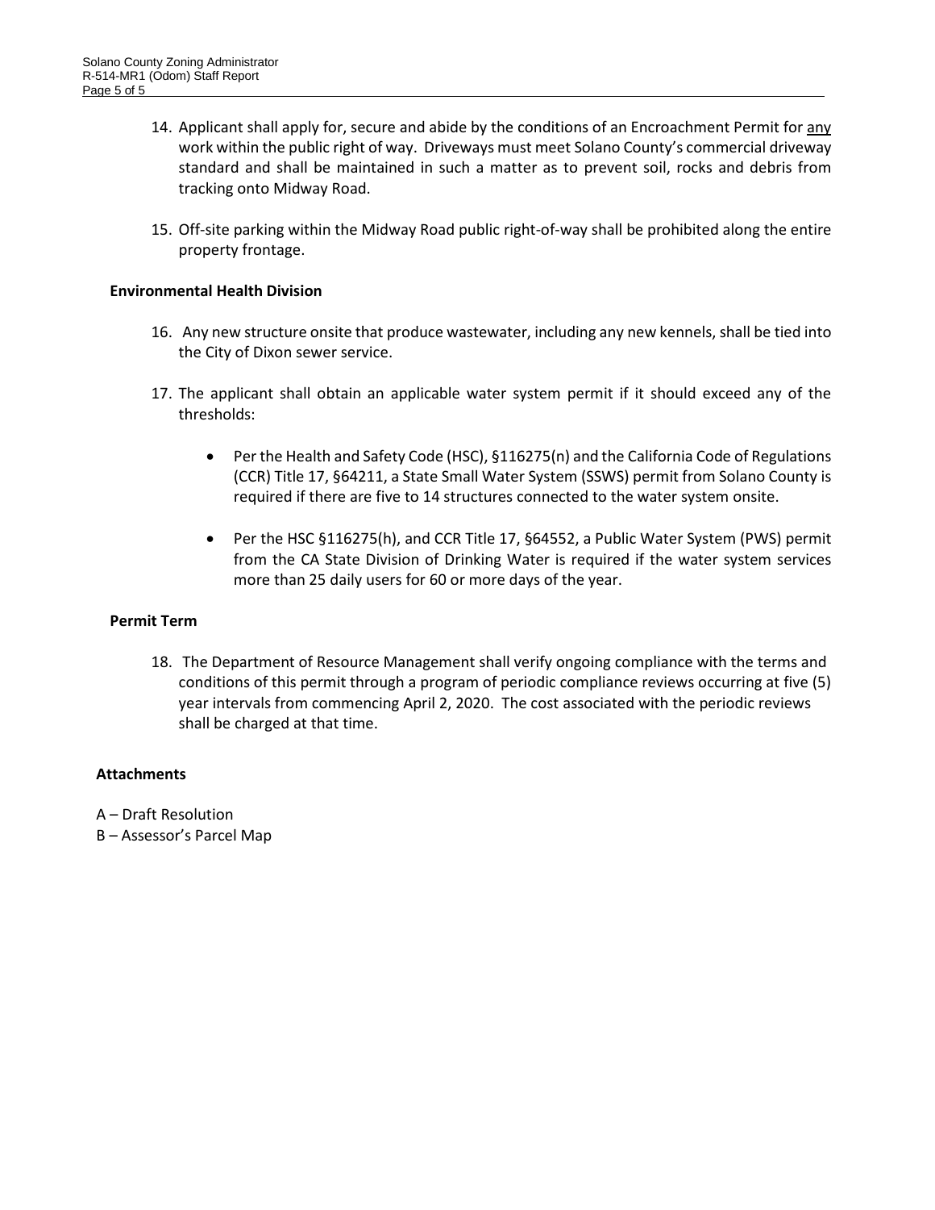14. Applicant shall apply for, secure and abide by the conditions of an Encroachment Permit for <u>any</u> work within the public right of way. Driveways must meet Solano County's commercial driveway standard and shall be maintained in such a matter as to prevent soil, rocks and debris from tracking onto Midway Road.

15. Off-site parking within the Midway Road public right-of-way shall be prohibited along the entire property frontage.

**Environmental Health Division**

16. Any new structure onsite that produce wastewater, including any new kennels, shall be tied into the City of Dixon sewer service.

17. The applicant shall obtain an applicable water system permit if it should exceed any of the thresholds:

    - Per the Health and Safety Code (HSC), §116275(n) and the California Code of Regulations (CCR) Title 17, §64211, a State Small Water System (SSWS) permit from Solano County is required if there are five to 14 structures connected to the water system onsite.

    - Per the HSC §116275(h), and CCR Title 17, §64552, a Public Water System (PWS) permit from the CA State Division of Drinking Water is required if the water system services more than 25 daily users for 60 or more days of the year.

**Permit Term**

18. The Department of Resource Management shall verify ongoing compliance with the terms and conditions of this permit through a program of periodic compliance reviews occurring at five (5) year intervals from commencing April 2, 2020. The cost associated with the periodic reviews shall be charged at that time.

**Attachments**

A – Draft Resolution
B – Assessor's Parcel Map